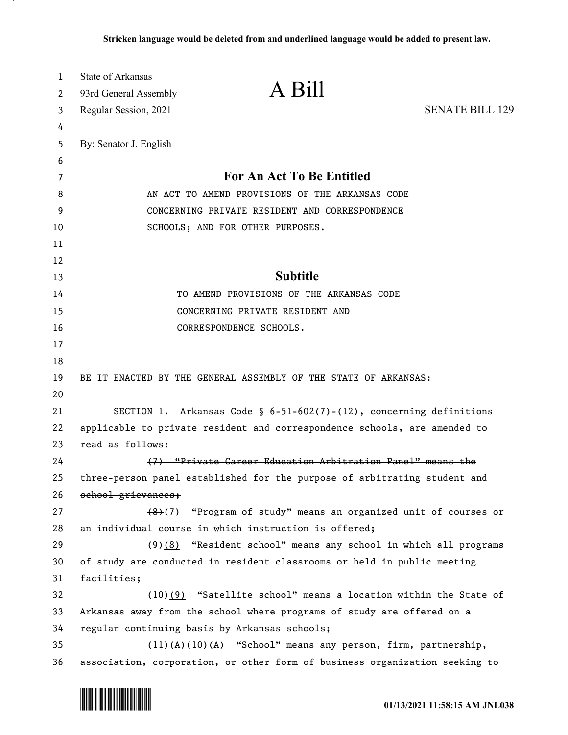**Stricken language would be deleted from and underlined language would be added to present law.**

State of Arkansas
93rd General Assembly
Regular Session, 2021

# A Bill

SENATE BILL 129

By: Senator J. English

## For An Act To Be Entitled

AN ACT TO AMEND PROVISIONS OF THE ARKANSAS CODE CONCERNING PRIVATE RESIDENT AND CORRESPONDENCE SCHOOLS; AND FOR OTHER PURPOSES.

## Subtitle

TO AMEND PROVISIONS OF THE ARKANSAS CODE CONCERNING PRIVATE RESIDENT AND CORRESPONDENCE SCHOOLS.

BE IT ENACTED BY THE GENERAL ASSEMBLY OF THE STATE OF ARKANSAS:

SECTION 1. Arkansas Code § 6-51-602(7)-(12), concerning definitions applicable to private resident and correspondence schools, are amended to read as follows:

~~(7) "Private Career Education Arbitration Panel" means the three-person panel established for the purpose of arbitrating student and school grievances;~~

~~(8)~~<u>(7)</u> "Program of study" means an organized unit of courses or an individual course in which instruction is offered;

~~(9)~~<u>(8)</u> "Resident school" means any school in which all programs of study are conducted in resident classrooms or held in public meeting facilities;

~~(10)~~<u>(9)</u> "Satellite school" means a location within the State of Arkansas away from the school where programs of study are offered on a regular continuing basis by Arkansas schools;

~~(11)(A)~~<u>(10)(A)</u> "School" means any person, firm, partnership, association, corporation, or other form of business organization seeking to

01/13/2021 11:58:15 AM JNL038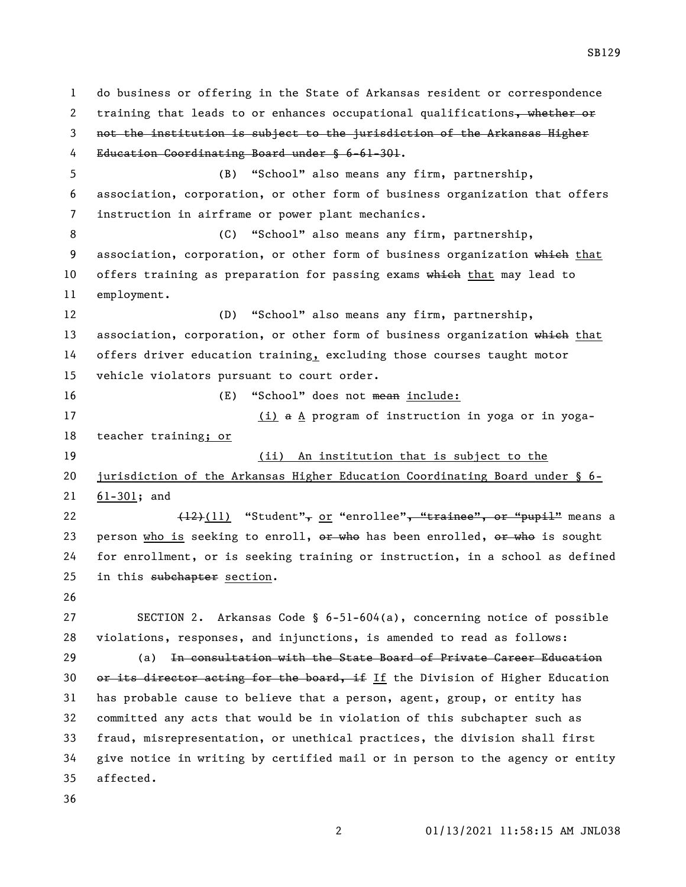do business or offering in the State of Arkansas resident or correspondence training that leads to or enhances occupational qualifications~~, whether or not the institution is subject to the jurisdiction of the Arkansas Higher Education Coordinating Board under § 6-61-301~~.

(B) "School" also means any firm, partnership, association, corporation, or other form of business organization that offers instruction in airframe or power plant mechanics.

(C) "School" also means any firm, partnership, association, corporation, or other form of business organization ~~which~~ that offers training as preparation for passing exams ~~which~~ that may lead to employment.

(D) "School" also means any firm, partnership, association, corporation, or other form of business organization ~~which~~ that offers driver education training, excluding those courses taught motor vehicle violators pursuant to court order.

(E) "School" does not ~~mean~~ include:

(i) ~~a~~ A program of instruction in yoga or in yoga-teacher training; or

(ii) An institution that is subject to the jurisdiction of the Arkansas Higher Education Coordinating Board under § 6-61-301; and

~~(12)~~(11) "Student"~~,~~ or "enrollee"~~, "trainee", or "pupil"~~ means a person who is seeking to enroll, ~~or who~~ has been enrolled, ~~or who~~ is sought for enrollment, or is seeking training or instruction, in a school as defined in this ~~subchapter~~ section.

SECTION 2. Arkansas Code § 6-51-604(a), concerning notice of possible violations, responses, and injunctions, is amended to read as follows:

(a) ~~In consultation with the State Board of Private Career Education or its director acting for the board, if~~ If the Division of Higher Education has probable cause to believe that a person, agent, group, or entity has committed any acts that would be in violation of this subchapter such as fraud, misrepresentation, or unethical practices, the division shall first give notice in writing by certified mail or in person to the agency or entity affected.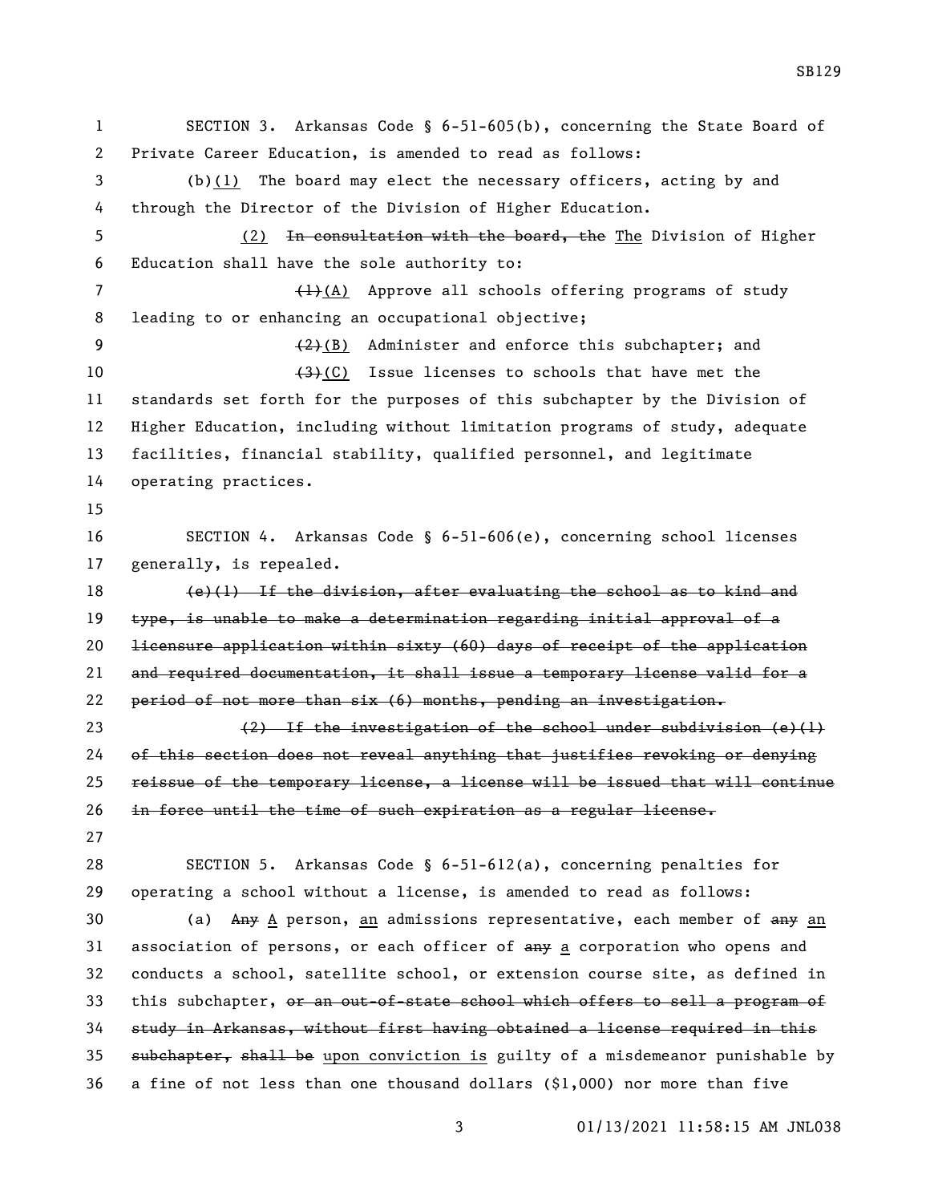SECTION 3. Arkansas Code § 6-51-605(b), concerning the State Board of Private Career Education, is amended to read as follows:

(b)(1) The board may elect the necessary officers, acting by and through the Director of the Division of Higher Education.

(2) ~~In consultation with the board, the~~ The Division of Higher Education shall have the sole authority to:

~~(1)~~(A) Approve all schools offering programs of study leading to or enhancing an occupational objective;

~~(2)~~(B) Administer and enforce this subchapter; and

~~(3)~~(C) Issue licenses to schools that have met the standards set forth for the purposes of this subchapter by the Division of Higher Education, including without limitation programs of study, adequate facilities, financial stability, qualified personnel, and legitimate operating practices.

SECTION 4. Arkansas Code § 6-51-606(e), concerning school licenses generally, is repealed.

~~(e)(1) If the division, after evaluating the school as to kind and type, is unable to make a determination regarding initial approval of a licensure application within sixty (60) days of receipt of the application and required documentation, it shall issue a temporary license valid for a period of not more than six (6) months, pending an investigation.~~

~~(2) If the investigation of the school under subdivision (e)(1) of this section does not reveal anything that justifies revoking or denying reissue of the temporary license, a license will be issued that will continue in force until the time of such expiration as a regular license.~~

SECTION 5. Arkansas Code § 6-51-612(a), concerning penalties for operating a school without a license, is amended to read as follows:

(a) ~~Any~~ A person, an admissions representative, each member of ~~any~~ an association of persons, or each officer of ~~any~~ a corporation who opens and conducts a school, satellite school, or extension course site, as defined in this subchapter, ~~or an out-of-state school which offers to sell a program of study in Arkansas, without first having obtained a license required in this subchapter, shall be~~ upon conviction is guilty of a misdemeanor punishable by a fine of not less than one thousand dollars ($1,000) nor more than five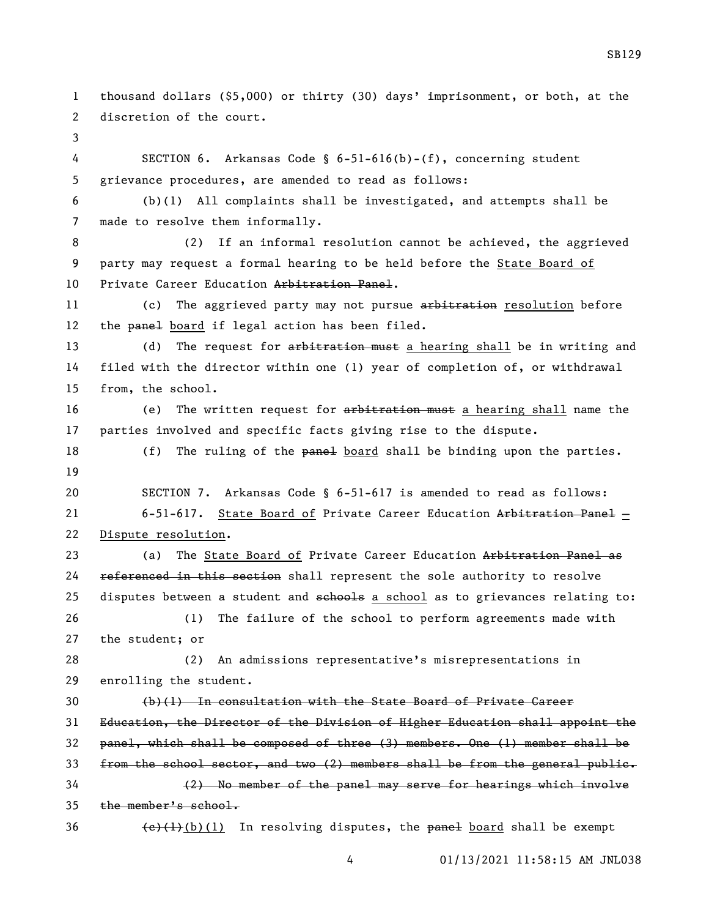thousand dollars ($5,000) or thirty (30) days' imprisonment, or both, at the discretion of the court.

SECTION 6. Arkansas Code § 6-51-616(b)-(f), concerning student grievance procedures, are amended to read as follows:

(b)(1) All complaints shall be investigated, and attempts shall be made to resolve them informally.

(2) If an informal resolution cannot be achieved, the aggrieved party may request a formal hearing to be held before the <u>State Board of</u> Private Career Education ~~Arbitration Panel~~.

(c) The aggrieved party may not pursue ~~arbitration~~ <u>resolution</u> before the ~~panel~~ <u>board</u> if legal action has been filed.

(d) The request for ~~arbitration must~~ <u>a hearing shall</u> be in writing and filed with the director within one (1) year of completion of, or withdrawal from, the school.

(e) The written request for ~~arbitration must~~ <u>a hearing shall</u> name the parties involved and specific facts giving rise to the dispute.

(f) The ruling of the ~~panel~~ <u>board</u> shall be binding upon the parties.

SECTION 7. Arkansas Code § 6-51-617 is amended to read as follows:

6-51-617. <u>State Board of</u> Private Career Education ~~Arbitration Panel~~ <u>– Dispute resolution</u>.

(a) The <u>State Board of</u> Private Career Education ~~Arbitration Panel as referenced in this section~~ shall represent the sole authority to resolve disputes between a student and ~~schools~~ <u>a school</u> as to grievances relating to:

(1) The failure of the school to perform agreements made with the student; or

(2) An admissions representative's misrepresentations in enrolling the student.

~~(b)(1) In consultation with the State Board of Private Career Education, the Director of the Division of Higher Education shall appoint the panel, which shall be composed of three (3) members. One (1) member shall be from the school sector, and two (2) members shall be from the general public.~~

~~(2) No member of the panel may serve for hearings which involve the member's school.~~

~~(c)(1)~~<u>(b)(1)</u> In resolving disputes, the ~~panel~~ <u>board</u> shall be exempt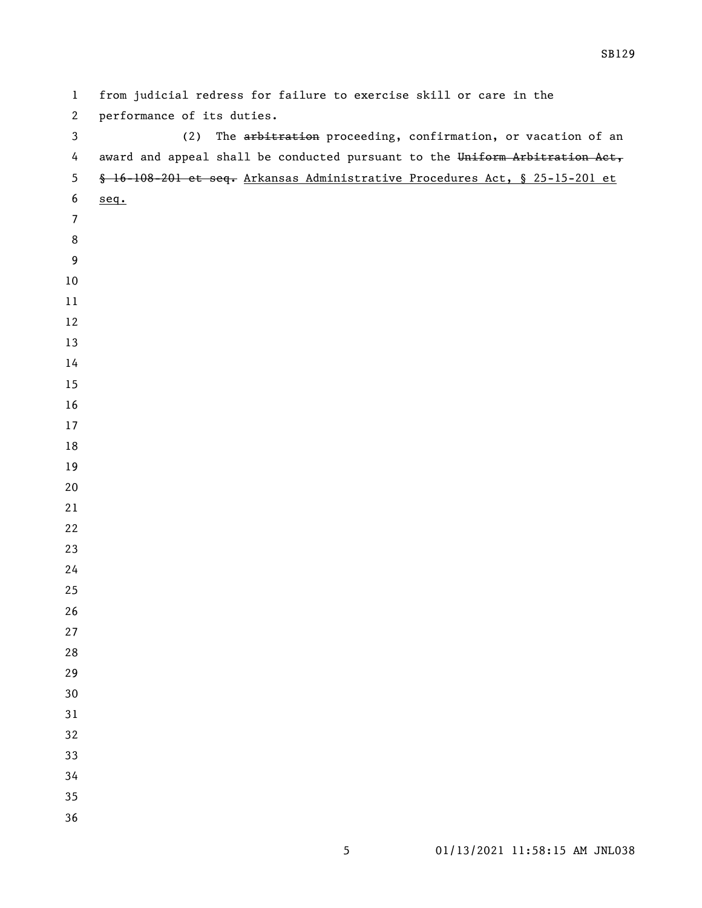from judicial redress for failure to exercise skill or care in the performance of its duties.

(2) The ~~arbitration~~ proceeding, confirmation, or vacation of an award and appeal shall be conducted pursuant to the ~~Uniform Arbitration Act, § 16-108-201 et seq.~~ <u>Arkansas Administrative Procedures Act, § 25-15-201 et seq.</u>